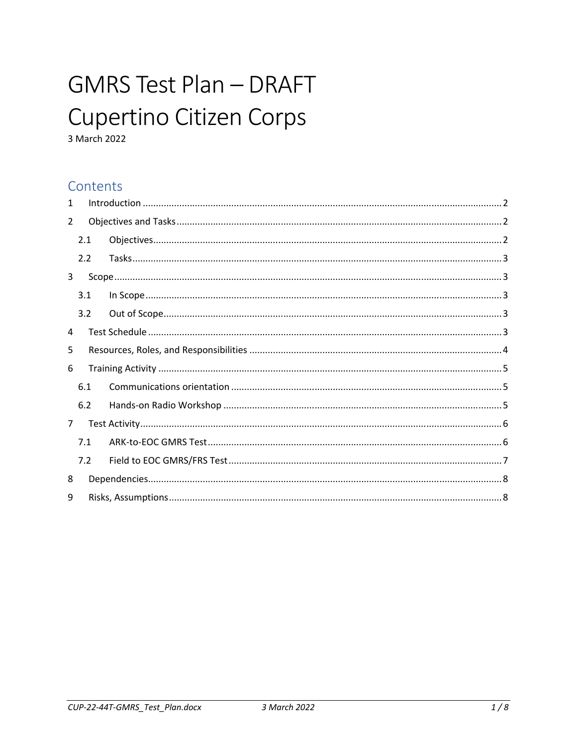# GMRS Test Plan – DRAFT
# Cupertino Citizen Corps

3 March 2022

## Contents

1 Introduction ........ 2
2 Objectives and Tasks ........ 2
 2.1 Objectives ........ 2
 2.2 Tasks ........ 3
3 Scope ........ 3
 3.1 In Scope ........ 3
 3.2 Out of Scope ........ 3
4 Test Schedule ........ 3
5 Resources, Roles, and Responsibilities ........ 4
6 Training Activity ........ 5
 6.1 Communications orientation ........ 5
 6.2 Hands-on Radio Workshop ........ 5
7 Test Activity ........ 6
 7.1 ARK-to-EOC GMRS Test ........ 6
 7.2 Field to EOC GMRS/FRS Test ........ 7
8 Dependencies ........ 8
9 Risks, Assumptions ........ 8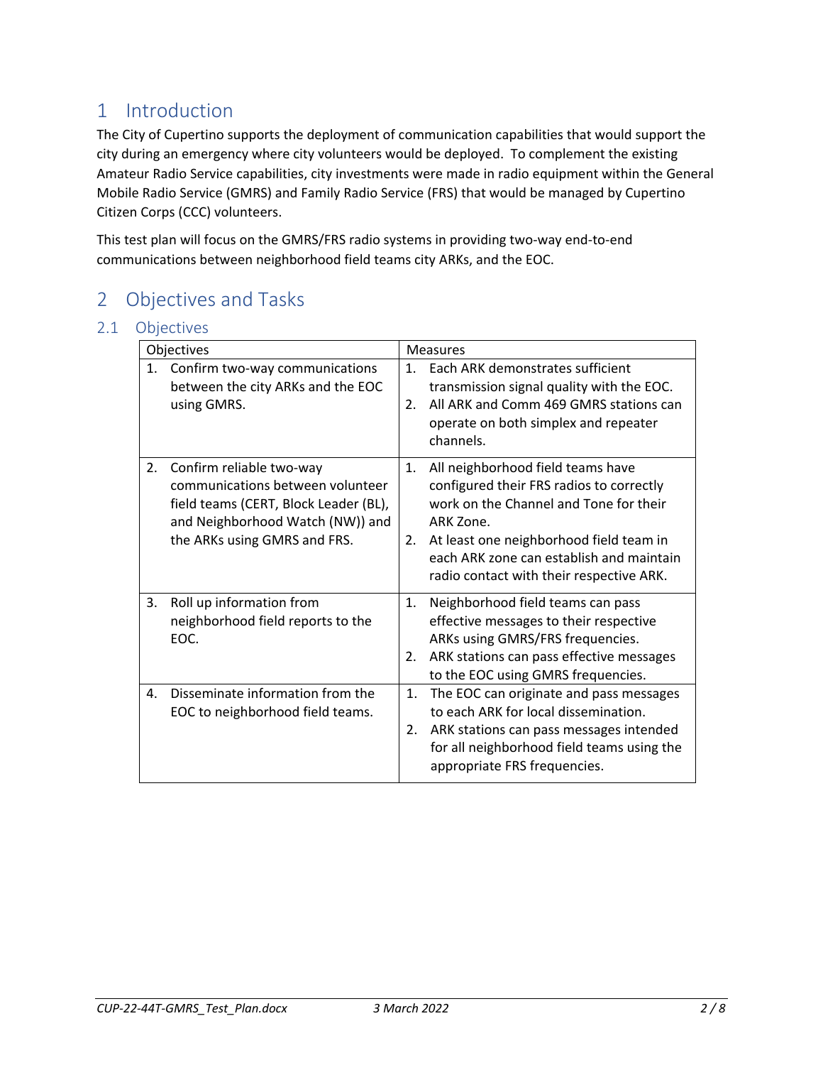# 1 Introduction

The City of Cupertino supports the deployment of communication capabilities that would support the city during an emergency where city volunteers would be deployed. To complement the existing Amateur Radio Service capabilities, city investments were made in radio equipment within the General Mobile Radio Service (GMRS) and Family Radio Service (FRS) that would be managed by Cupertino Citizen Corps (CCC) volunteers.

This test plan will focus on the GMRS/FRS radio systems in providing two-way end-to-end communications between neighborhood field teams city ARKs, and the EOC.

# 2 Objectives and Tasks

## 2.1 Objectives

| Objectives | Measures |
|---|---|
| 1. Confirm two-way communications between the city ARKs and the EOC using GMRS. | 1. Each ARK demonstrates sufficient transmission signal quality with the EOC.<br>2. All ARK and Comm 469 GMRS stations can operate on both simplex and repeater channels. |
| 2. Confirm reliable two-way communications between volunteer field teams (CERT, Block Leader (BL), and Neighborhood Watch (NW)) and the ARKs using GMRS and FRS. | 1. All neighborhood field teams have configured their FRS radios to correctly work on the Channel and Tone for their ARK Zone.<br>2. At least one neighborhood field team in each ARK zone can establish and maintain radio contact with their respective ARK. |
| 3. Roll up information from neighborhood field reports to the EOC. | 1. Neighborhood field teams can pass effective messages to their respective ARKs using GMRS/FRS frequencies.<br>2. ARK stations can pass effective messages to the EOC using GMRS frequencies. |
| 4. Disseminate information from the EOC to neighborhood field teams. | 1. The EOC can originate and pass messages to each ARK for local dissemination.<br>2. ARK stations can pass messages intended for all neighborhood field teams using the appropriate FRS frequencies. |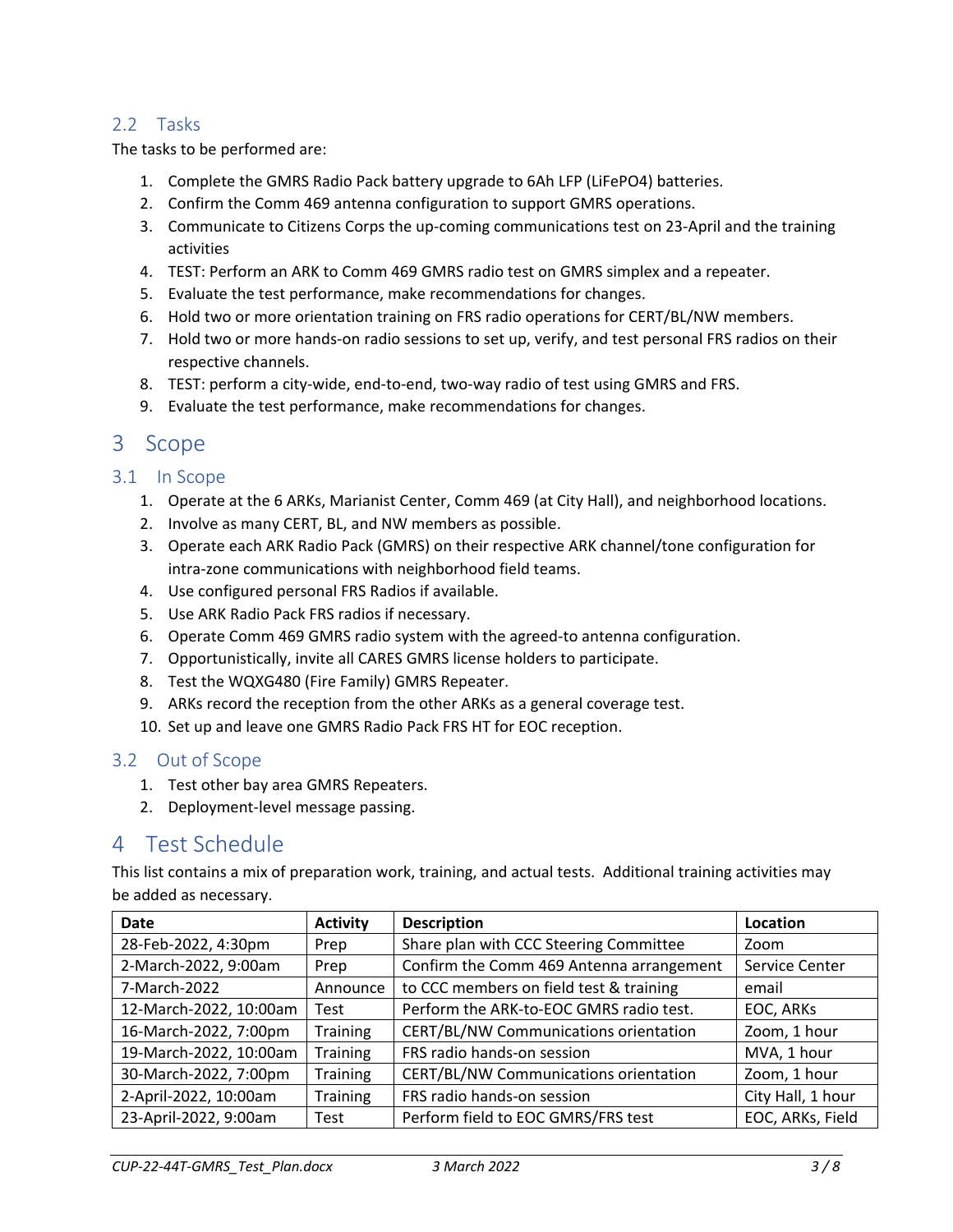### 2.2 Tasks

The tasks to be performed are:

1. Complete the GMRS Radio Pack battery upgrade to 6Ah LFP (LiFePO4) batteries.
2. Confirm the Comm 469 antenna configuration to support GMRS operations.
3. Communicate to Citizens Corps the up-coming communications test on 23-April and the training activities
4. TEST: Perform an ARK to Comm 469 GMRS radio test on GMRS simplex and a repeater.
5. Evaluate the test performance, make recommendations for changes.
6. Hold two or more orientation training on FRS radio operations for CERT/BL/NW members.
7. Hold two or more hands-on radio sessions to set up, verify, and test personal FRS radios on their respective channels.
8. TEST: perform a city-wide, end-to-end, two-way radio of test using GMRS and FRS.
9. Evaluate the test performance, make recommendations for changes.

# 3 Scope

## 3.1 In Scope

1. Operate at the 6 ARKs, Marianist Center, Comm 469 (at City Hall), and neighborhood locations.
2. Involve as many CERT, BL, and NW members as possible.
3. Operate each ARK Radio Pack (GMRS) on their respective ARK channel/tone configuration for intra-zone communications with neighborhood field teams.
4. Use configured personal FRS Radios if available.
5. Use ARK Radio Pack FRS radios if necessary.
6. Operate Comm 469 GMRS radio system with the agreed-to antenna configuration.
7. Opportunistically, invite all CARES GMRS license holders to participate.
8. Test the WQXG480 (Fire Family) GMRS Repeater.
9. ARKs record the reception from the other ARKs as a general coverage test.
10. Set up and leave one GMRS Radio Pack FRS HT for EOC reception.

## 3.2 Out of Scope

1. Test other bay area GMRS Repeaters.
2. Deployment-level message passing.

# 4 Test Schedule

This list contains a mix of preparation work, training, and actual tests. Additional training activities may be added as necessary.

| Date | Activity | Description | Location |
|---|---|---|---|
| 28-Feb-2022, 4:30pm | Prep | Share plan with CCC Steering Committee | Zoom |
| 2-March-2022, 9:00am | Prep | Confirm the Comm 469 Antenna arrangement | Service Center |
| 7-March-2022 | Announce | to CCC members on field test & training | email |
| 12-March-2022, 10:00am | Test | Perform the ARK-to-EOC GMRS radio test. | EOC, ARKs |
| 16-March-2022, 7:00pm | Training | CERT/BL/NW Communications orientation | Zoom, 1 hour |
| 19-March-2022, 10:00am | Training | FRS radio hands-on session | MVA, 1 hour |
| 30-March-2022, 7:00pm | Training | CERT/BL/NW Communications orientation | Zoom, 1 hour |
| 2-April-2022, 10:00am | Training | FRS radio hands-on session | City Hall, 1 hour |
| 23-April-2022, 9:00am | Test | Perform field to EOC GMRS/FRS test | EOC, ARKs, Field |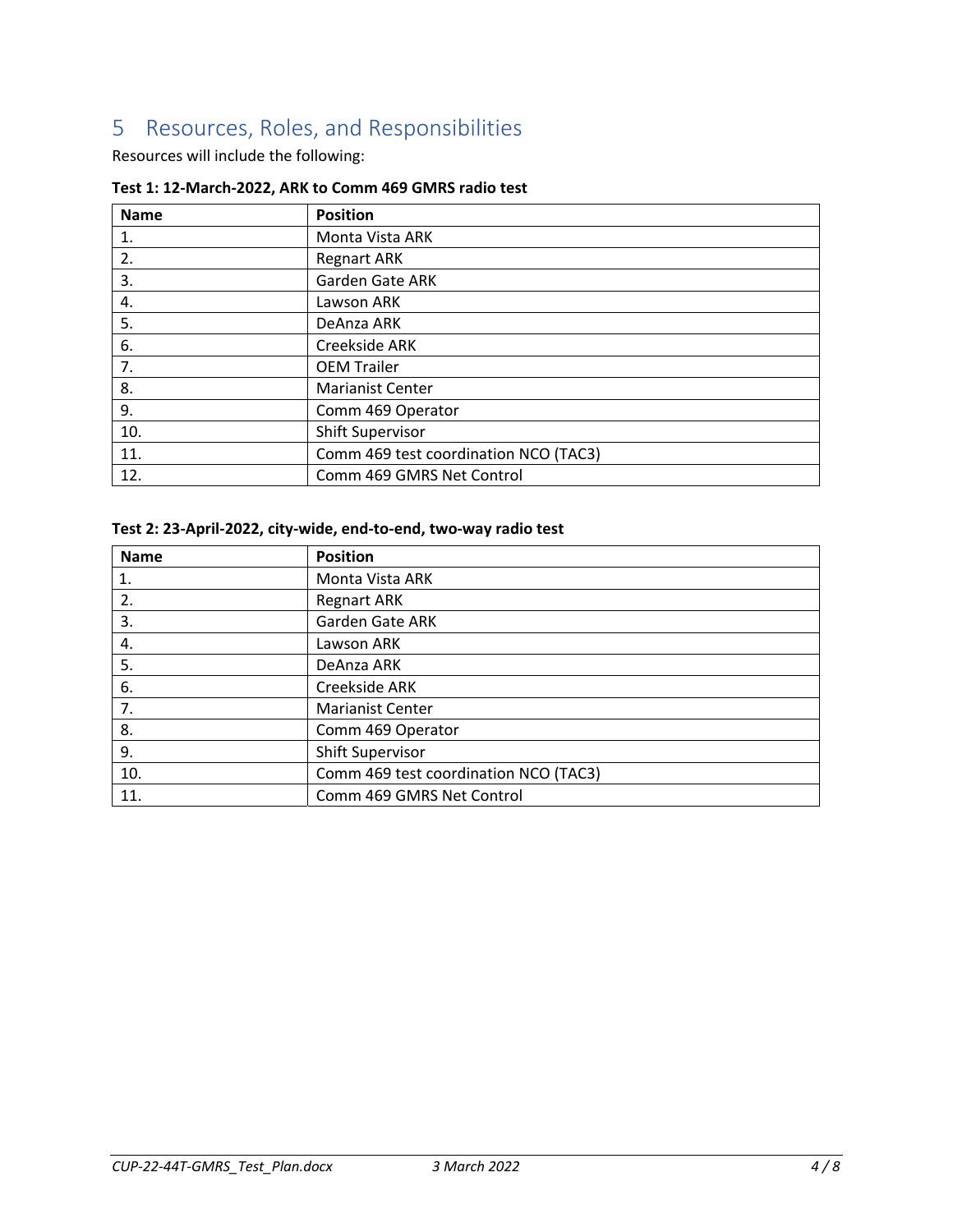# 5 Resources, Roles, and Responsibilities

Resources will include the following:

**Test 1: 12-March-2022, ARK to Comm 469 GMRS radio test**

| Name | Position |
|---|---|
| 1. | Monta Vista ARK |
| 2. | Regnart ARK |
| 3. | Garden Gate ARK |
| 4. | Lawson ARK |
| 5. | DeAnza ARK |
| 6. | Creekside ARK |
| 7. | OEM Trailer |
| 8. | Marianist Center |
| 9. | Comm 469 Operator |
| 10. | Shift Supervisor |
| 11. | Comm 469 test coordination NCO (TAC3) |
| 12. | Comm 469 GMRS Net Control |

**Test 2: 23-April-2022, city-wide, end-to-end, two-way radio test**

| Name | Position |
|---|---|
| 1. | Monta Vista ARK |
| 2. | Regnart ARK |
| 3. | Garden Gate ARK |
| 4. | Lawson ARK |
| 5. | DeAnza ARK |
| 6. | Creekside ARK |
| 7. | Marianist Center |
| 8. | Comm 469 Operator |
| 9. | Shift Supervisor |
| 10. | Comm 469 test coordination NCO (TAC3) |
| 11. | Comm 469 GMRS Net Control |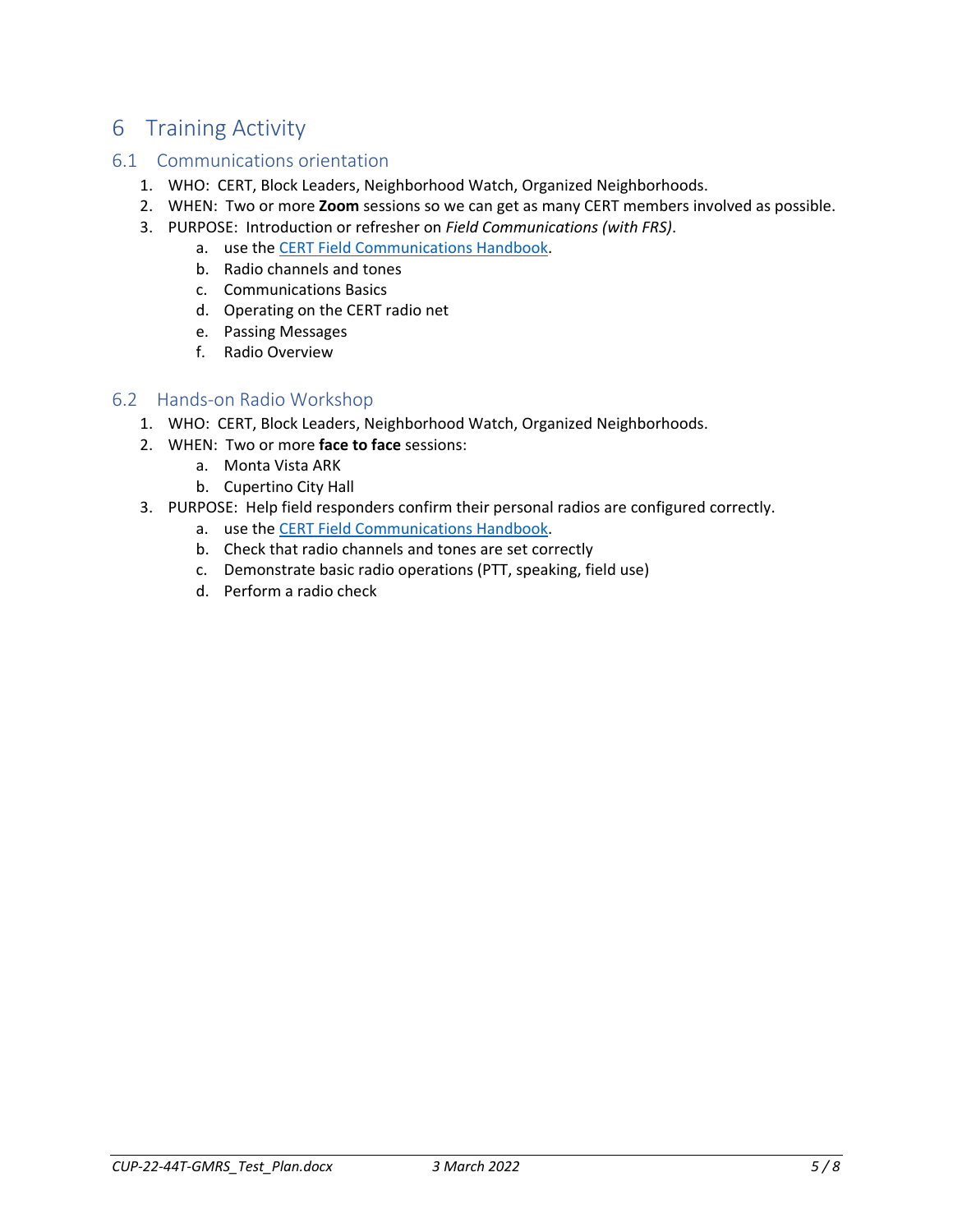# 6 Training Activity

## 6.1 Communications orientation

1. WHO: CERT, Block Leaders, Neighborhood Watch, Organized Neighborhoods.
2. WHEN: Two or more **Zoom** sessions so we can get as many CERT members involved as possible.
3. PURPOSE: Introduction or refresher on *Field Communications (with FRS)*.
   a. use the CERT Field Communications Handbook.
   b. Radio channels and tones
   c. Communications Basics
   d. Operating on the CERT radio net
   e. Passing Messages
   f. Radio Overview

## 6.2 Hands-on Radio Workshop

1. WHO: CERT, Block Leaders, Neighborhood Watch, Organized Neighborhoods.
2. WHEN: Two or more **face to face** sessions:
   a. Monta Vista ARK
   b. Cupertino City Hall
3. PURPOSE: Help field responders confirm their personal radios are configured correctly.
   a. use the CERT Field Communications Handbook.
   b. Check that radio channels and tones are set correctly
   c. Demonstrate basic radio operations (PTT, speaking, field use)
   d. Perform a radio check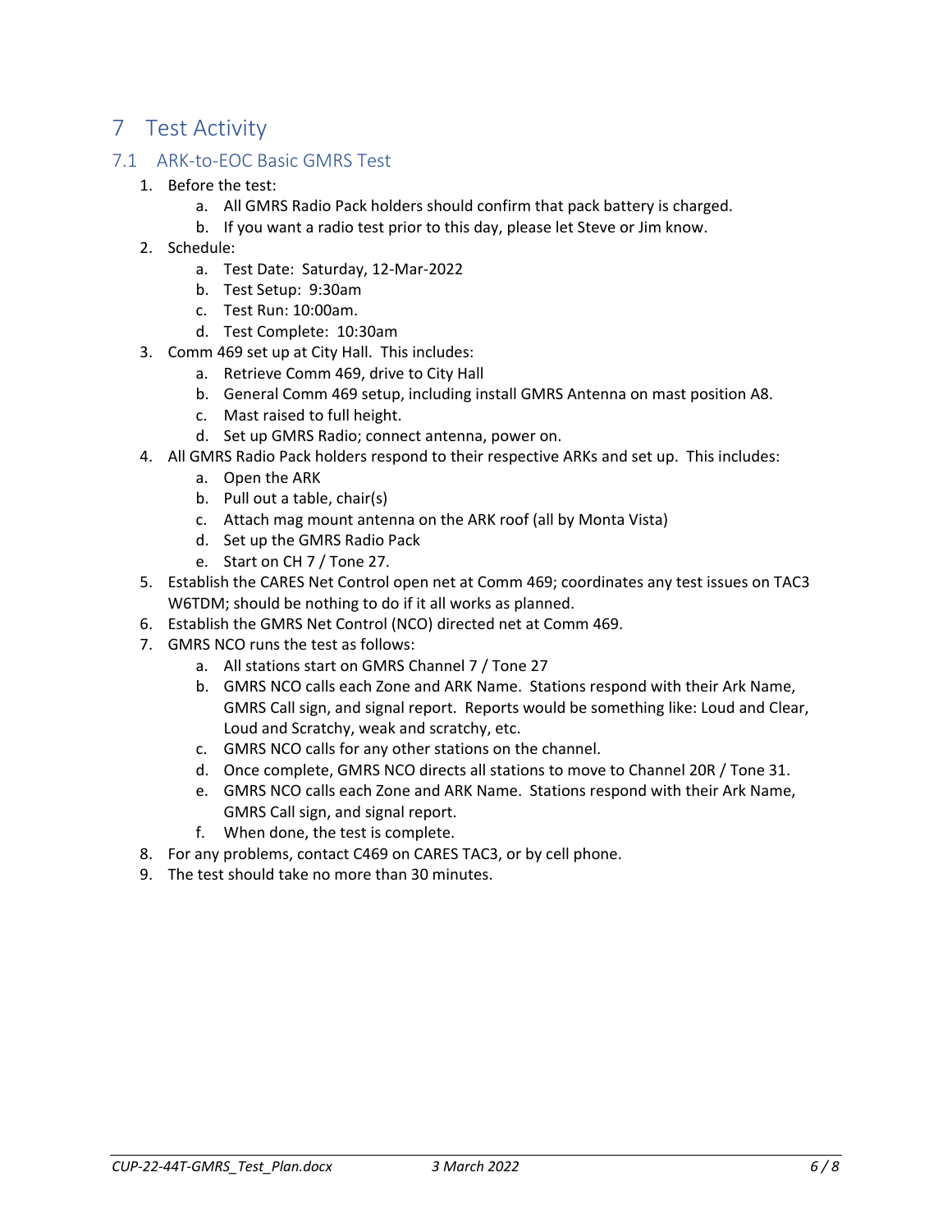# 7 Test Activity

## 7.1 ARK-to-EOC Basic GMRS Test

1. Before the test:
   a. All GMRS Radio Pack holders should confirm that pack battery is charged.
   b. If you want a radio test prior to this day, please let Steve or Jim know.
2. Schedule:
   a. Test Date: Saturday, 12-Mar-2022
   b. Test Setup: 9:30am
   c. Test Run: 10:00am.
   d. Test Complete: 10:30am
3. Comm 469 set up at City Hall. This includes:
   a. Retrieve Comm 469, drive to City Hall
   b. General Comm 469 setup, including install GMRS Antenna on mast position A8.
   c. Mast raised to full height.
   d. Set up GMRS Radio; connect antenna, power on.
4. All GMRS Radio Pack holders respond to their respective ARKs and set up. This includes:
   a. Open the ARK
   b. Pull out a table, chair(s)
   c. Attach mag mount antenna on the ARK roof (all by Monta Vista)
   d. Set up the GMRS Radio Pack
   e. Start on CH 7 / Tone 27.
5. Establish the CARES Net Control open net at Comm 469; coordinates any test issues on TAC3 W6TDM; should be nothing to do if it all works as planned.
6. Establish the GMRS Net Control (NCO) directed net at Comm 469.
7. GMRS NCO runs the test as follows:
   a. All stations start on GMRS Channel 7 / Tone 27
   b. GMRS NCO calls each Zone and ARK Name. Stations respond with their Ark Name, GMRS Call sign, and signal report. Reports would be something like: Loud and Clear, Loud and Scratchy, weak and scratchy, etc.
   c. GMRS NCO calls for any other stations on the channel.
   d. Once complete, GMRS NCO directs all stations to move to Channel 20R / Tone 31.
   e. GMRS NCO calls each Zone and ARK Name. Stations respond with their Ark Name, GMRS Call sign, and signal report.
   f. When done, the test is complete.
8. For any problems, contact C469 on CARES TAC3, or by cell phone.
9. The test should take no more than 30 minutes.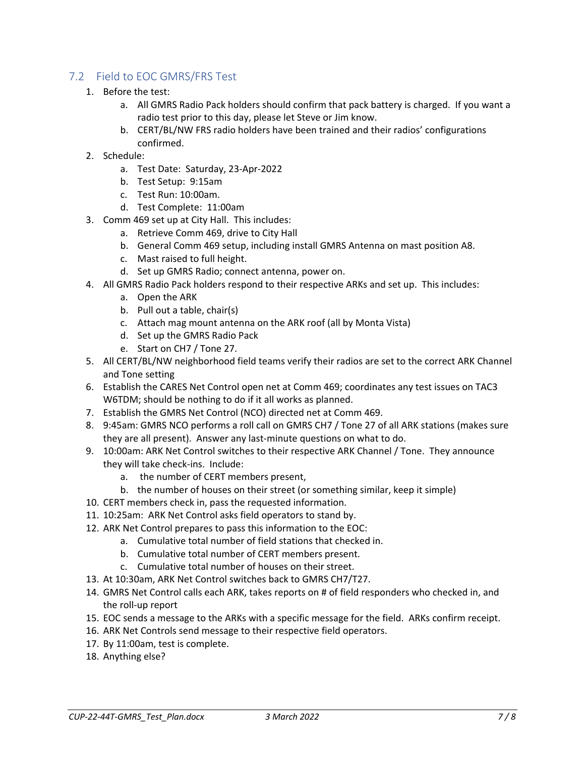## 7.2 Field to EOC GMRS/FRS Test

1. Before the test:
   a. All GMRS Radio Pack holders should confirm that pack battery is charged. If you want a radio test prior to this day, please let Steve or Jim know.
   b. CERT/BL/NW FRS radio holders have been trained and their radios' configurations confirmed.
2. Schedule:
   a. Test Date: Saturday, 23-Apr-2022
   b. Test Setup: 9:15am
   c. Test Run: 10:00am.
   d. Test Complete: 11:00am
3. Comm 469 set up at City Hall. This includes:
   a. Retrieve Comm 469, drive to City Hall
   b. General Comm 469 setup, including install GMRS Antenna on mast position A8.
   c. Mast raised to full height.
   d. Set up GMRS Radio; connect antenna, power on.
4. All GMRS Radio Pack holders respond to their respective ARKs and set up. This includes:
   a. Open the ARK
   b. Pull out a table, chair(s)
   c. Attach mag mount antenna on the ARK roof (all by Monta Vista)
   d. Set up the GMRS Radio Pack
   e. Start on CH7 / Tone 27.
5. All CERT/BL/NW neighborhood field teams verify their radios are set to the correct ARK Channel and Tone setting
6. Establish the CARES Net Control open net at Comm 469; coordinates any test issues on TAC3 W6TDM; should be nothing to do if it all works as planned.
7. Establish the GMRS Net Control (NCO) directed net at Comm 469.
8. 9:45am: GMRS NCO performs a roll call on GMRS CH7 / Tone 27 of all ARK stations (makes sure they are all present). Answer any last-minute questions on what to do.
9. 10:00am: ARK Net Control switches to their respective ARK Channel / Tone. They announce they will take check-ins. Include:
   a. the number of CERT members present,
   b. the number of houses on their street (or something similar, keep it simple)
10. CERT members check in, pass the requested information.
11. 10:25am: ARK Net Control asks field operators to stand by.
12. ARK Net Control prepares to pass this information to the EOC:
    a. Cumulative total number of field stations that checked in.
    b. Cumulative total number of CERT members present.
    c. Cumulative total number of houses on their street.
13. At 10:30am, ARK Net Control switches back to GMRS CH7/T27.
14. GMRS Net Control calls each ARK, takes reports on # of field responders who checked in, and the roll-up report
15. EOC sends a message to the ARKs with a specific message for the field. ARKs confirm receipt.
16. ARK Net Controls send message to their respective field operators.
17. By 11:00am, test is complete.
18. Anything else?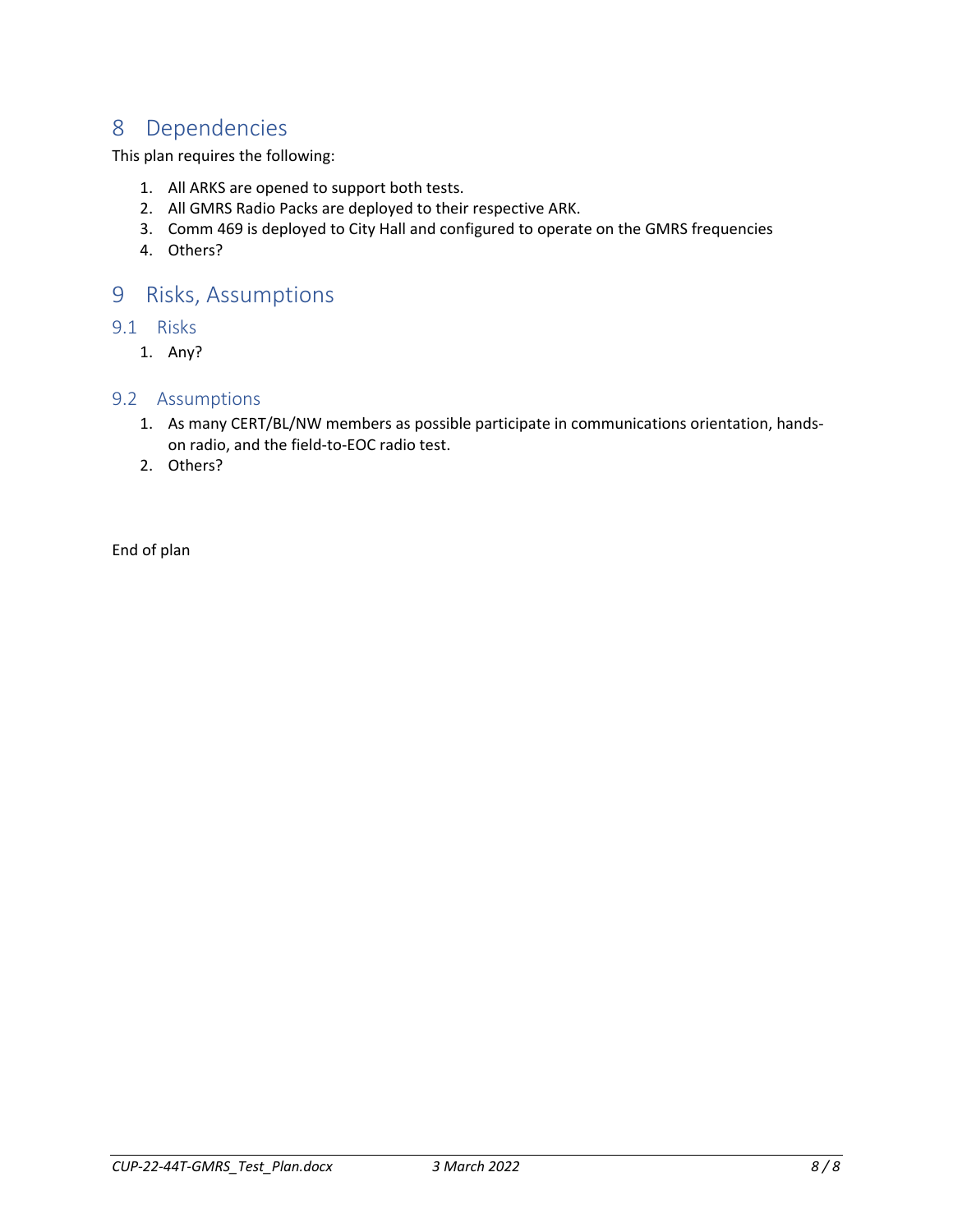# 8 Dependencies

This plan requires the following:

1. All ARKS are opened to support both tests.
2. All GMRS Radio Packs are deployed to their respective ARK.
3. Comm 469 is deployed to City Hall and configured to operate on the GMRS frequencies
4. Others?

# 9 Risks, Assumptions

## 9.1 Risks

1. Any?

## 9.2 Assumptions

1. As many CERT/BL/NW members as possible participate in communications orientation, hands-on radio, and the field-to-EOC radio test.
2. Others?

End of plan